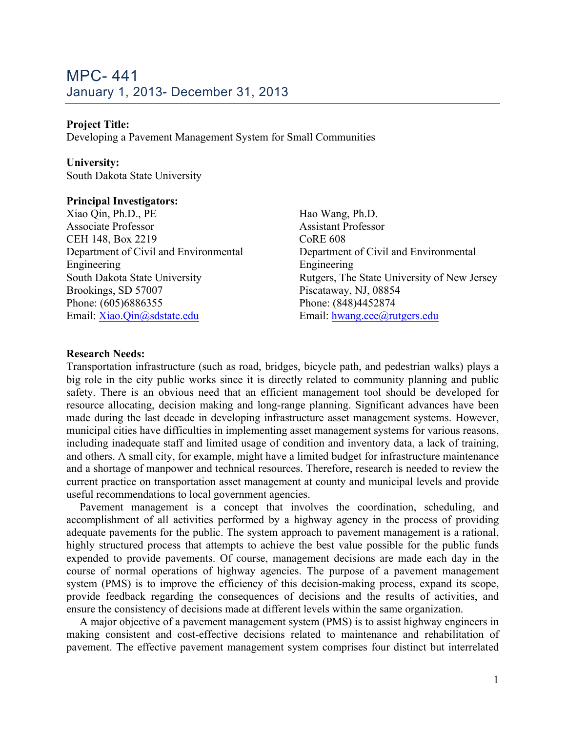# MPC- 441
## January 1, 2013- December 31, 2013

**Project Title:**
Developing a Pavement Management System for Small Communities

**University:**
South Dakota State University

**Principal Investigators:**

Xiao Qin, Ph.D., PE
Associate Professor
CEH 148, Box 2219
Department of Civil and Environmental Engineering
South Dakota State University
Brookings, SD 57007
Phone: (605)6886355
Email: Xiao.Qin@sdstate.edu

Hao Wang, Ph.D.
Assistant Professor
CoRE 608
Department of Civil and Environmental Engineering
Rutgers, The State University of New Jersey
Piscataway, NJ, 08854
Phone: (848)4452874
Email: hwang.cee@rutgers.edu

**Research Needs:**

Transportation infrastructure (such as road, bridges, bicycle path, and pedestrian walks) plays a big role in the city public works since it is directly related to community planning and public safety. There is an obvious need that an efficient management tool should be developed for resource allocating, decision making and long-range planning. Significant advances have been made during the last decade in developing infrastructure asset management systems. However, municipal cities have difficulties in implementing asset management systems for various reasons, including inadequate staff and limited usage of condition and inventory data, a lack of training, and others. A small city, for example, might have a limited budget for infrastructure maintenance and a shortage of manpower and technical resources. Therefore, research is needed to review the current practice on transportation asset management at county and municipal levels and provide useful recommendations to local government agencies.

Pavement management is a concept that involves the coordination, scheduling, and accomplishment of all activities performed by a highway agency in the process of providing adequate pavements for the public. The system approach to pavement management is a rational, highly structured process that attempts to achieve the best value possible for the public funds expended to provide pavements. Of course, management decisions are made each day in the course of normal operations of highway agencies. The purpose of a pavement management system (PMS) is to improve the efficiency of this decision-making process, expand its scope, provide feedback regarding the consequences of decisions and the results of activities, and ensure the consistency of decisions made at different levels within the same organization.

A major objective of a pavement management system (PMS) is to assist highway engineers in making consistent and cost-effective decisions related to maintenance and rehabilitation of pavement. The effective pavement management system comprises four distinct but interrelated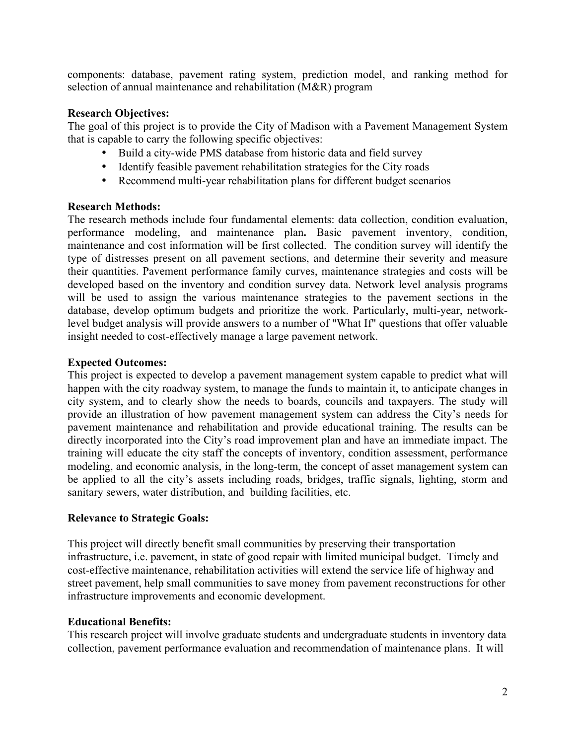components: database, pavement rating system, prediction model, and ranking method for selection of annual maintenance and rehabilitation (M&R) program

**Research Objectives:**
The goal of this project is to provide the City of Madison with a Pavement Management System that is capable to carry the following specific objectives:

- Build a city-wide PMS database from historic data and field survey
- Identify feasible pavement rehabilitation strategies for the City roads
- Recommend multi-year rehabilitation plans for different budget scenarios

**Research Methods:**
The research methods include four fundamental elements: data collection, condition evaluation, performance modeling, and maintenance plan**.** Basic pavement inventory, condition, maintenance and cost information will be first collected. The condition survey will identify the type of distresses present on all pavement sections, and determine their severity and measure their quantities. Pavement performance family curves, maintenance strategies and costs will be developed based on the inventory and condition survey data. Network level analysis programs will be used to assign the various maintenance strategies to the pavement sections in the database, develop optimum budgets and prioritize the work. Particularly, multi-year, network-level budget analysis will provide answers to a number of "What If" questions that offer valuable insight needed to cost-effectively manage a large pavement network.

**Expected Outcomes:**
This project is expected to develop a pavement management system capable to predict what will happen with the city roadway system, to manage the funds to maintain it, to anticipate changes in city system, and to clearly show the needs to boards, councils and taxpayers. The study will provide an illustration of how pavement management system can address the City's needs for pavement maintenance and rehabilitation and provide educational training. The results can be directly incorporated into the City's road improvement plan and have an immediate impact. The training will educate the city staff the concepts of inventory, condition assessment, performance modeling, and economic analysis, in the long-term, the concept of asset management system can be applied to all the city's assets including roads, bridges, traffic signals, lighting, storm and sanitary sewers, water distribution, and building facilities, etc.

**Relevance to Strategic Goals:**

This project will directly benefit small communities by preserving their transportation infrastructure, i.e. pavement, in state of good repair with limited municipal budget. Timely and cost-effective maintenance, rehabilitation activities will extend the service life of highway and street pavement, help small communities to save money from pavement reconstructions for other infrastructure improvements and economic development.

**Educational Benefits:**
This research project will involve graduate students and undergraduate students in inventory data collection, pavement performance evaluation and recommendation of maintenance plans. It will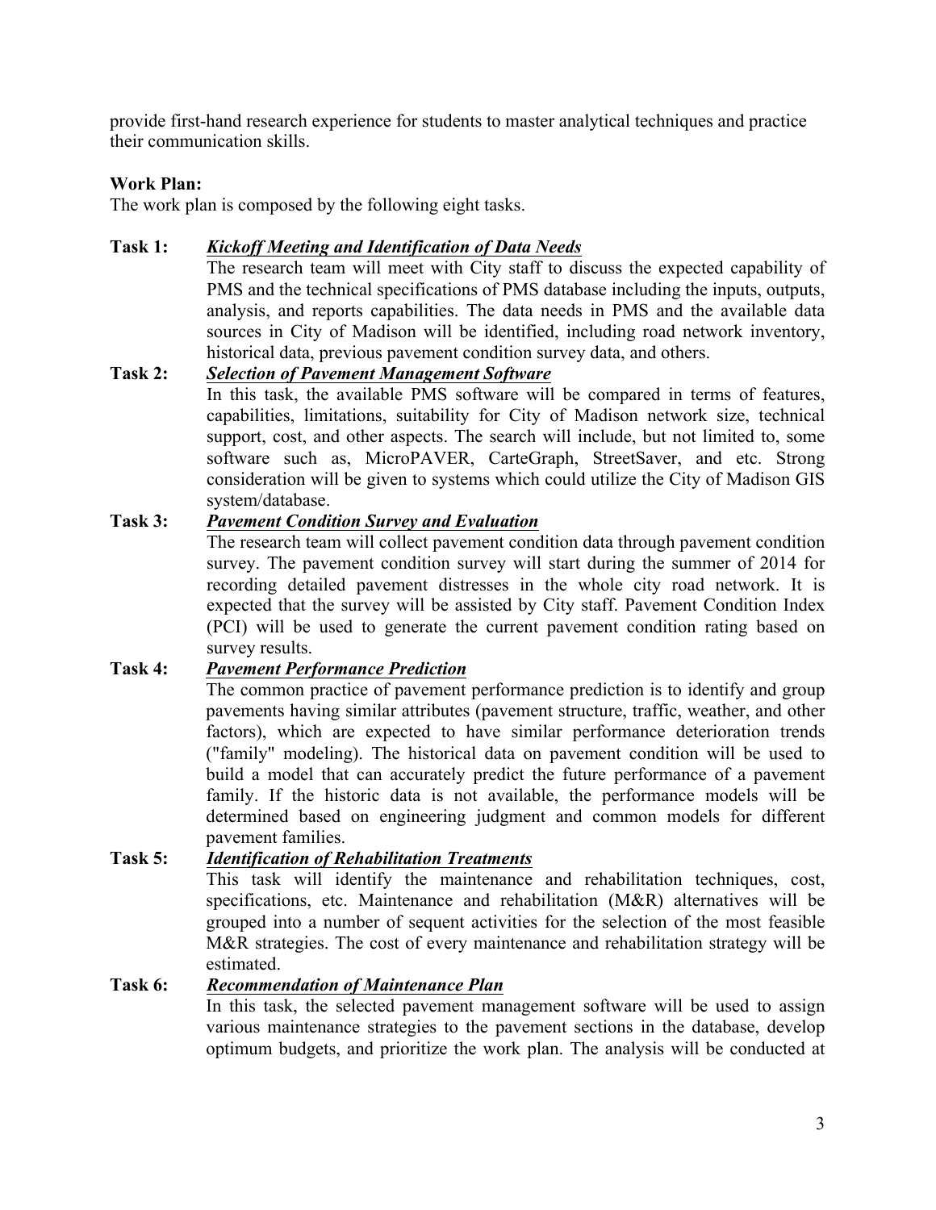provide first-hand research experience for students to master analytical techniques and practice their communication skills.

**Work Plan:**

The work plan is composed by the following eight tasks.

**Task 1:** ***Kickoff Meeting and Identification of Data Needs***

The research team will meet with City staff to discuss the expected capability of PMS and the technical specifications of PMS database including the inputs, outputs, analysis, and reports capabilities. The data needs in PMS and the available data sources in City of Madison will be identified, including road network inventory, historical data, previous pavement condition survey data, and others.

**Task 2:** ***Selection of Pavement Management Software***

In this task, the available PMS software will be compared in terms of features, capabilities, limitations, suitability for City of Madison network size, technical support, cost, and other aspects. The search will include, but not limited to, some software such as, MicroPAVER, CarteGraph, StreetSaver, and etc. Strong consideration will be given to systems which could utilize the City of Madison GIS system/database.

**Task 3:** ***Pavement Condition Survey and Evaluation***

The research team will collect pavement condition data through pavement condition survey. The pavement condition survey will start during the summer of 2014 for recording detailed pavement distresses in the whole city road network. It is expected that the survey will be assisted by City staff. Pavement Condition Index (PCI) will be used to generate the current pavement condition rating based on survey results.

**Task 4:** ***Pavement Performance Prediction***

The common practice of pavement performance prediction is to identify and group pavements having similar attributes (pavement structure, traffic, weather, and other factors), which are expected to have similar performance deterioration trends ("family" modeling). The historical data on pavement condition will be used to build a model that can accurately predict the future performance of a pavement family. If the historic data is not available, the performance models will be determined based on engineering judgment and common models for different pavement families.

**Task 5:** ***Identification of Rehabilitation Treatments***

This task will identify the maintenance and rehabilitation techniques, cost, specifications, etc. Maintenance and rehabilitation (M&R) alternatives will be grouped into a number of sequent activities for the selection of the most feasible M&R strategies. The cost of every maintenance and rehabilitation strategy will be estimated.

**Task 6:** ***Recommendation of Maintenance Plan***

In this task, the selected pavement management software will be used to assign various maintenance strategies to the pavement sections in the database, develop optimum budgets, and prioritize the work plan. The analysis will be conducted at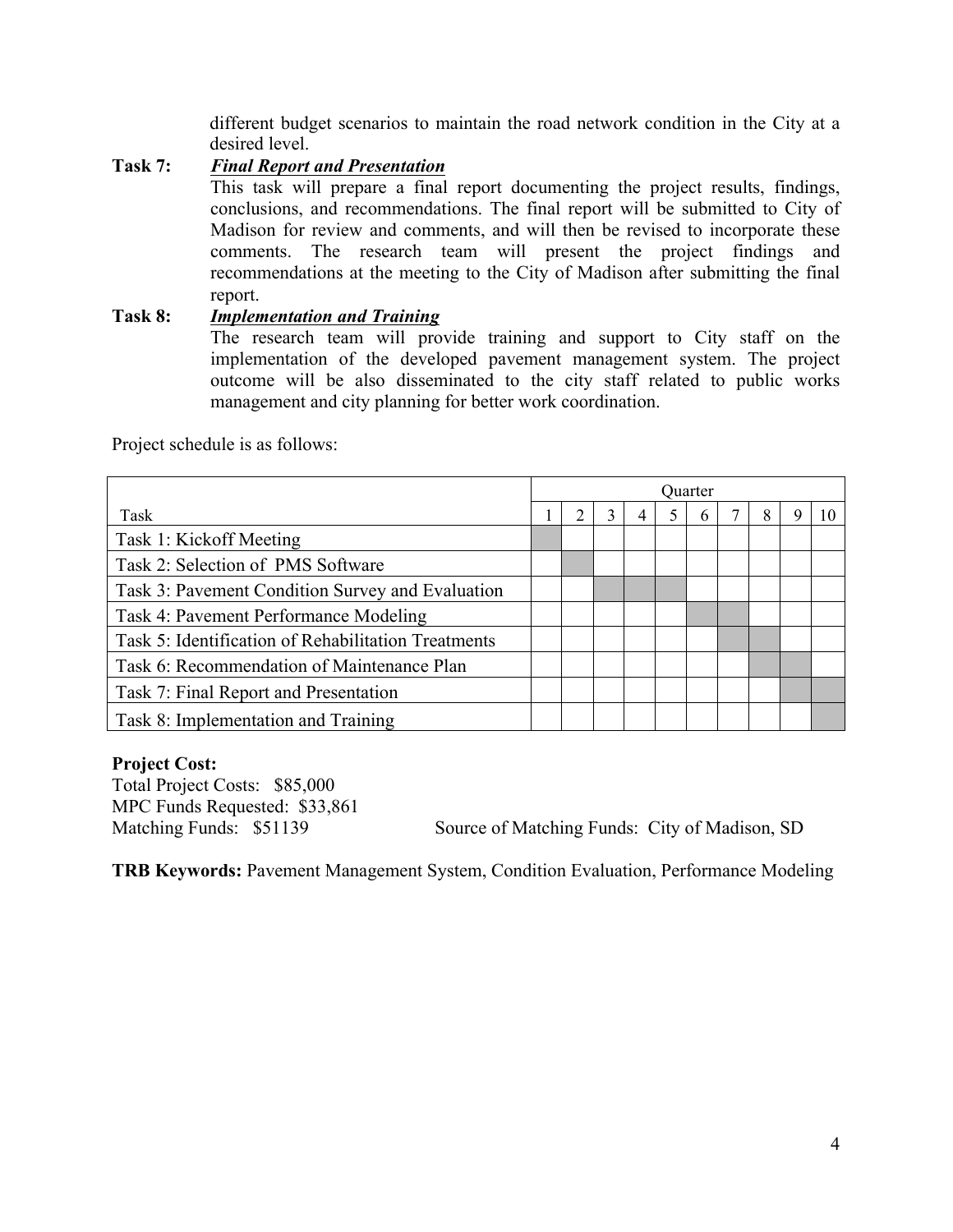different budget scenarios to maintain the road network condition in the City at a desired level.

**Task 7:** ***Final Report and Presentation***
This task will prepare a final report documenting the project results, findings, conclusions, and recommendations. The final report will be submitted to City of Madison for review and comments, and will then be revised to incorporate these comments. The research team will present the project findings and recommendations at the meeting to the City of Madison after submitting the final report.

**Task 8:** ***Implementation and Training***
The research team will provide training and support to City staff on the implementation of the developed pavement management system. The project outcome will be also disseminated to the city staff related to public works management and city planning for better work coordination.

Project schedule is as follows:

| | Quarter | | | | | | | | | |
|---|---|---|---|---|---|---|---|---|---|---|
| Task | 1 | 2 | 3 | 4 | 5 | 6 | 7 | 8 | 9 | 10 |
| Task 1: Kickoff Meeting | ■ | | | | | | | | | |
| Task 2: Selection of PMS Software | | ■ | | | | | | | | |
| Task 3: Pavement Condition Survey and Evaluation | | | ■ | ■ | ■ | | | | | |
| Task 4: Pavement Performance Modeling | | | | | | ■ | ■ | | | |
| Task 5: Identification of Rehabilitation Treatments | | | | | | | ■ | ■ | | |
| Task 6: Recommendation of Maintenance Plan | | | | | | | | ■ | ■ | |
| Task 7: Final Report and Presentation | | | | | | | | | ■ | ■ |
| Task 8: Implementation and Training | | | | | | | | | | ■ |

**Project Cost:**
Total Project Costs: $85,000
MPC Funds Requested: $33,861
Matching Funds: $51139 Source of Matching Funds: City of Madison, SD

**TRB Keywords:** Pavement Management System, Condition Evaluation, Performance Modeling